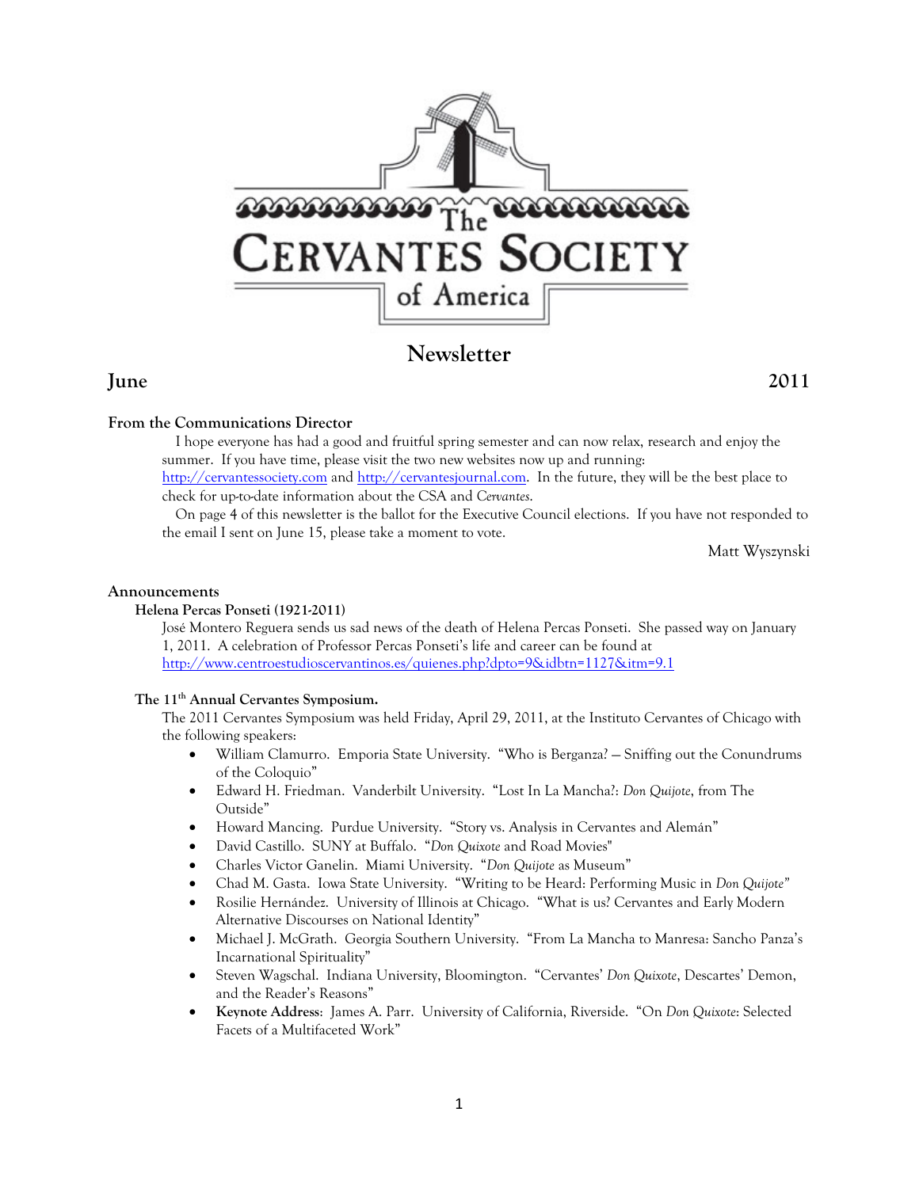# The Cervantes Society of America

## Newsletter

**June** **2011**

### From the Communications Director

I hope everyone has had a good and fruitful spring semester and can now relax, research and enjoy the summer. If you have time, please visit the two new websites now up and running: http://cervantessociety.com and http://cervantesjournal.com. In the future, they will be the best place to check for up-to-date information about the CSA and *Cervantes*.

On page 4 of this newsletter is the ballot for the Executive Council elections. If you have not responded to the email I sent on June 15, please take a moment to vote.

Matt Wyszynski

### Announcements

**Helena Percas Ponseti (1921-2011)**

José Montero Reguera sends us sad news of the death of Helena Percas Ponseti. She passed way on January 1, 2011. A celebration of Professor Percas Ponseti's life and career can be found at http://www.centroestudioscervantinos.es/quienes.php?dpto=9&idbtn=1127&itm=9.1

**The 11th Annual Cervantes Symposium.**

The 2011 Cervantes Symposium was held Friday, April 29, 2011, at the Instituto Cervantes of Chicago with the following speakers:

- William Clamurro. Emporia State University. "Who is Berganza? – Sniffing out the Conundrums of the Coloquio"
- Edward H. Friedman. Vanderbilt University. "Lost In La Mancha?: *Don Quijote*, from The Outside"
- Howard Mancing. Purdue University. "Story vs. Analysis in Cervantes and Alemán"
- David Castillo. SUNY at Buffalo. "*Don Quixote* and Road Movies"
- Charles Victor Ganelin. Miami University. "*Don Quijote* as Museum"
- Chad M. Gasta. Iowa State University. "Writing to be Heard: Performing Music in *Don Quijote*"
- Rosilie Hernández. University of Illinois at Chicago. "What is us? Cervantes and Early Modern Alternative Discourses on National Identity"
- Michael J. McGrath. Georgia Southern University. "From La Mancha to Manresa: Sancho Panza's Incarnational Spirituality"
- Steven Wagschal. Indiana University, Bloomington. "Cervantes' *Don Quixote*, Descartes' Demon, and the Reader's Reasons"
- **Keynote Address**: James A. Parr. University of California, Riverside. "On *Don Quixote*: Selected Facets of a Multifaceted Work"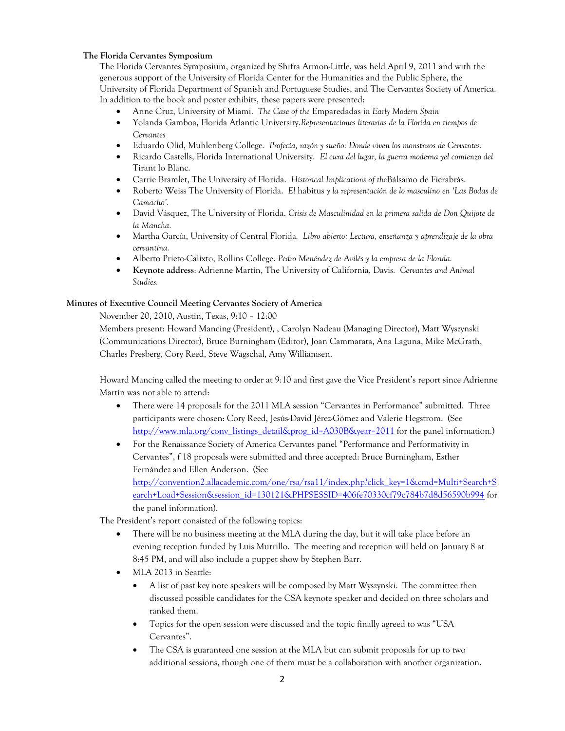**The Florida Cervantes Symposium**

The Florida Cervantes Symposium, organized by Shifra Armon-Little, was held April 9, 2011 and with the generous support of the University of Florida Center for the Humanities and the Public Sphere, the University of Florida Department of Spanish and Portuguese Studies, and The Cervantes Society of America. In addition to the book and poster exhibits, these papers were presented:

- Anne Cruz, University of Miami. *The Case of the* Emparedadas *in Early Modern Spain*
- Yolanda Gamboa, Florida Atlantic University.*Representaciones literarias de la Florida en tiempos de Cervantes*
- Eduardo Olid, Muhlenberg College. *Profecía, razón y sueño: Donde viven los monstruos de Cervantes.*
- Ricardo Castells, Florida International University. *El cura del lugar, la guerra moderna yel comienzo del* Tirant lo Blanc.
- Carrie Bramlet, The University of Florida. *Historical Implications of the*Bálsamo de Fierabrás.
- Roberto Weiss The University of Florida. *El* habitus *y la representación de lo masculino en 'Las Bodas de Camacho'.*
- David Vásquez, The University of Florida. *Crisis de Masculinidad en la primera salida de Don Quijote de la Mancha.*
- Martha García, University of Central Florida. *Libro abierto: Lectura, enseñanza y aprendizaje de la obra cervantina.*
- Alberto Prieto-Calixto, Rollins College. *Pedro Menéndez de Avilés y la empresa de la Florida.*
- **Keynote address**: Adrienne Martín, The University of California, Davis. *Cervantes and Animal Studies.*

**Minutes of Executive Council Meeting Cervantes Society of America**

November 20, 2010, Austin, Texas, 9:10 – 12:00

Members present: Howard Mancing (President), , Carolyn Nadeau (Managing Director), Matt Wyszynski (Communications Director), Bruce Burningham (Editor), Joan Cammarata, Ana Laguna, Mike McGrath, Charles Presberg, Cory Reed, Steve Wagschal, Amy Williamsen.

Howard Mancing called the meeting to order at 9:10 and first gave the Vice President's report since Adrienne Martín was not able to attend:

- There were 14 proposals for the 2011 MLA session "Cervantes in Performance" submitted. Three participants were chosen: Cory Reed, Jesús-David Jérez-Gómez and Valerie Hegstrom. (See http://www.mla.org/conv_listings_detail&prog_id=A030B&year=2011 for the panel information.)
- For the Renaissance Society of America Cervantes panel "Performance and Performativity in Cervantes", f 18 proposals were submitted and three accepted: Bruce Burningham, Esther Fernández and Ellen Anderson. (See http://convention2.allacademic.com/one/rsa/rsa11/index.php?click_key=1&cmd=Multi+Search+Search+Load+Session&session_id=130121&PHPSESSID=406fe70330cf79c784b7d8d56590b994 for the panel information).

The President's report consisted of the following topics:

- There will be no business meeting at the MLA during the day, but it will take place before an evening reception funded by Luis Murrillo. The meeting and reception will held on January 8 at 8:45 PM, and will also include a puppet show by Stephen Barr.
- MLA 2013 in Seattle:
  - A list of past key note speakers will be composed by Matt Wyszynski. The committee then discussed possible candidates for the CSA keynote speaker and decided on three scholars and ranked them.
  - Topics for the open session were discussed and the topic finally agreed to was "USA Cervantes".
  - The CSA is guaranteed one session at the MLA but can submit proposals for up to two additional sessions, though one of them must be a collaboration with another organization.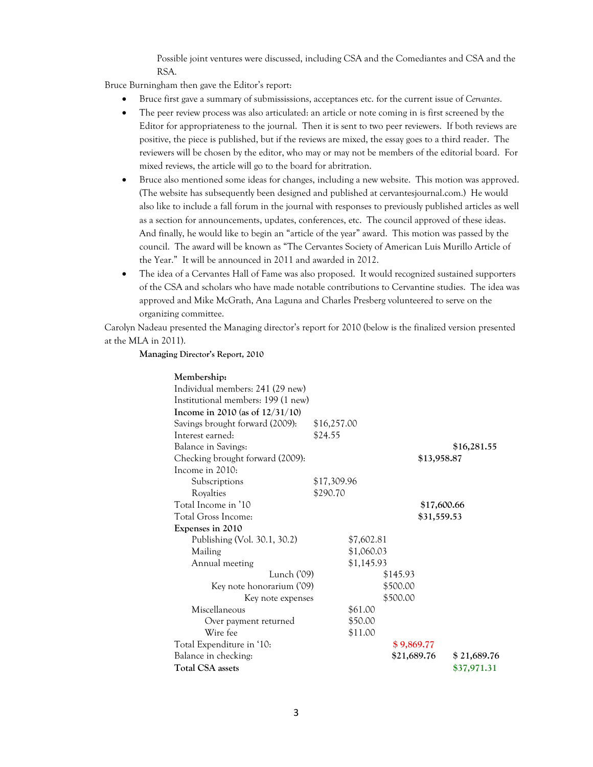Possible joint ventures were discussed, including CSA and the Comediantes and CSA and the RSA.

Bruce Burningham then gave the Editor's report:

- Bruce first gave a summary of submississions, acceptances etc. for the current issue of *Cervantes*.
- The peer review process was also articulated: an article or note coming in is first screened by the Editor for appropriateness to the journal. Then it is sent to two peer reviewers. If both reviews are positive, the piece is published, but if the reviews are mixed, the essay goes to a third reader. The reviewers will be chosen by the editor, who may or may not be members of the editorial board. For mixed reviews, the article will go to the board for abritration.
- Bruce also mentioned some ideas for changes, including a new website. This motion was approved. (The website has subsequently been designed and published at cervantesjournal.com.) He would also like to include a fall forum in the journal with responses to previously published articles as well as a section for announcements, updates, conferences, etc. The council approved of these ideas. And finally, he would like to begin an "article of the year" award. This motion was passed by the council. The award will be known as "The Cervantes Society of American Luis Murillo Article of the Year." It will be announced in 2011 and awarded in 2012.
- The idea of a Cervantes Hall of Fame was also proposed. It would recognized sustained supporters of the CSA and scholars who have made notable contributions to Cervantine studies. The idea was approved and Mike McGrath, Ana Laguna and Charles Presberg volunteered to serve on the organizing committee.

Carolyn Nadeau presented the Managing director's report for 2010 (below is the finalized version presented at the MLA in 2011).

**Managing Director's Report, 2010**

| | | | | |
|---|---|---|---|---|
| **Membership:** | | | | |
| Individual members: 241 (29 new) | | | | |
| Institutional members: 199 (1 new) | | | | |
| **Income in 2010 (as of 12/31/10)** | | | | |
| Savings brought forward (2009): | $16,257.00 | | | |
| Interest earned: | $24.55 | | | |
| Balance in Savings: | | | | **$16,281.55** |
| Checking brought forward (2009): | | | **$13,958.87** | |
| Income in 2010: | | | | |
| Subscriptions | $17,309.96 | | | |
| Royalties | $290.70 | | | |
| Total Income in '10 | | | **$17,600.66** | |
| Total Gross Income: | | | **$31,559.53** | |
| **Expenses in 2010** | | | | |
| Publishing (Vol. 30.1, 30.2) | | $7,602.81 | | |
| Mailing | | $1,060.03 | | |
| Annual meeting | | $1,145.93 | | |
| Lunch ('09) | | | $145.93 | |
| Key note honorarium ('09) | | | $500.00 | |
| Key note expenses | | | $500.00 | |
| Miscellaneous | | $61.00 | | |
| Over payment returned | | $50.00 | | |
| Wire fee | | $11.00 | | |
| Total Expenditure in '10: | | | $ 9,869.77 | |
| Balance in checking: | | | **$21,689.76** | **$ 21,689.76** |
| **Total CSA assets** | | | | **$37,971.31** |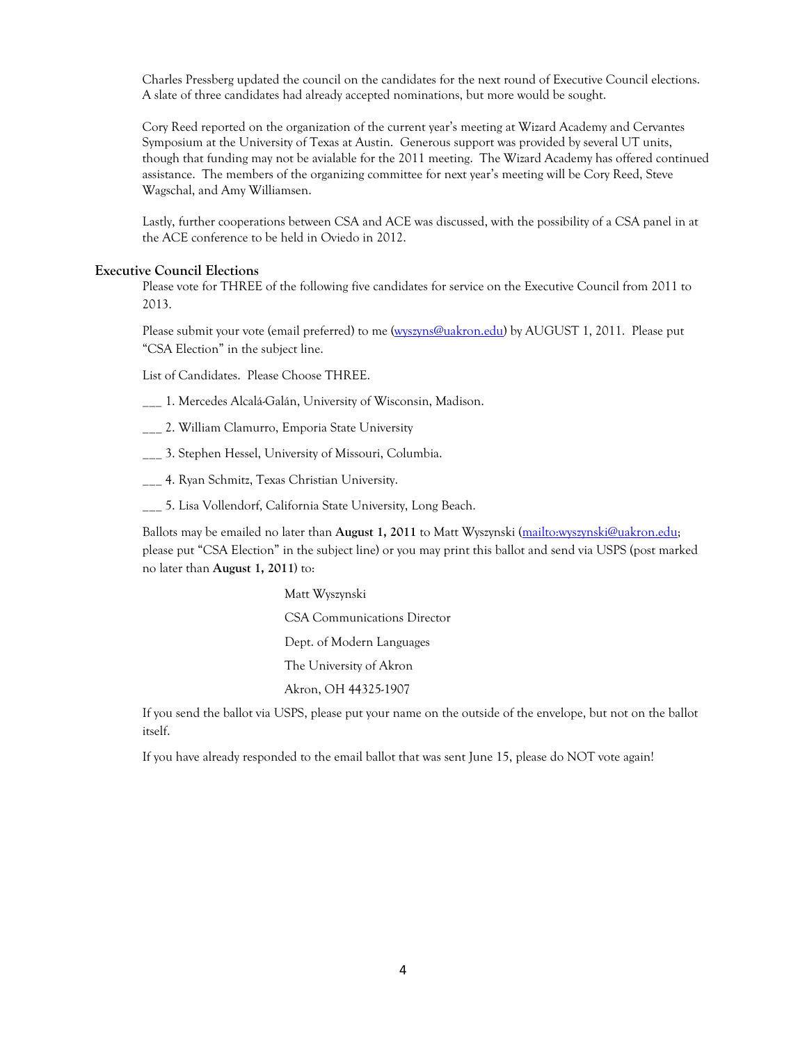Charles Pressberg updated the council on the candidates for the next round of Executive Council elections. A slate of three candidates had already accepted nominations, but more would be sought.

Cory Reed reported on the organization of the current year's meeting at Wizard Academy and Cervantes Symposium at the University of Texas at Austin. Generous support was provided by several UT units, though that funding may not be avialable for the 2011 meeting. The Wizard Academy has offered continued assistance. The members of the organizing committee for next year's meeting will be Cory Reed, Steve Wagschal, and Amy Williamsen.

Lastly, further cooperations between CSA and ACE was discussed, with the possibility of a CSA panel in at the ACE conference to be held in Oviedo in 2012.

## Executive Council Elections

Please vote for THREE of the following five candidates for service on the Executive Council from 2011 to 2013.

Please submit your vote (email preferred) to me (wyszyns@uakron.edu) by AUGUST 1, 2011. Please put "CSA Election" in the subject line.

List of Candidates. Please Choose THREE.

___ 1. Mercedes Alcalá-Galán, University of Wisconsin, Madison.

___ 2. William Clamurro, Emporia State University

___ 3. Stephen Hessel, University of Missouri, Columbia.

___ 4. Ryan Schmitz, Texas Christian University.

___ 5. Lisa Vollendorf, California State University, Long Beach.

Ballots may be emailed no later than **August 1, 2011** to Matt Wyszynski (mailto:wyszynski@uakron.edu; please put "CSA Election" in the subject line) or you may print this ballot and send via USPS (post marked no later than **August 1, 2011**) to:

Matt Wyszynski

CSA Communications Director

Dept. of Modern Languages

The University of Akron

Akron, OH 44325-1907

If you send the ballot via USPS, please put your name on the outside of the envelope, but not on the ballot itself.

If you have already responded to the email ballot that was sent June 15, please do NOT vote again!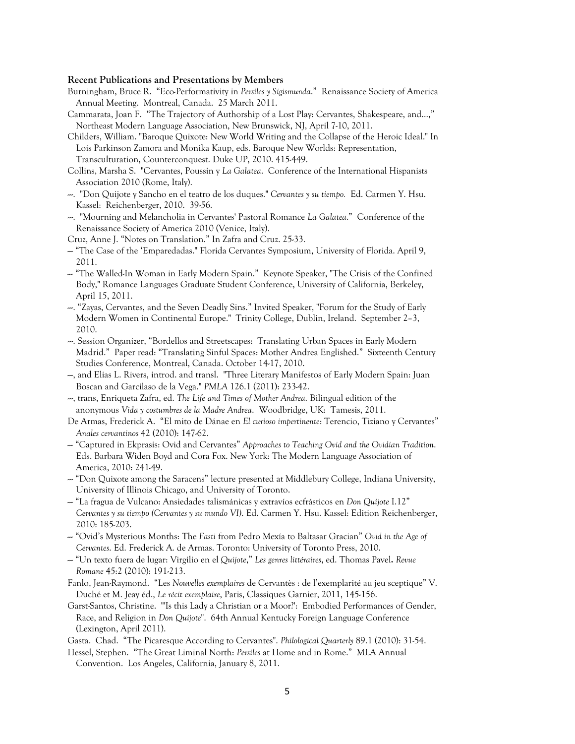**Recent Publications and Presentations by Members**

Burningham, Bruce R. "Eco-Performativity in *Persiles y Sigismunda*." Renaissance Society of America Annual Meeting. Montreal, Canada. 25 March 2011.

Cammarata, Joan F. "The Trajectory of Authorship of a Lost Play: Cervantes, Shakespeare, and...," Northeast Modern Language Association, New Brunswick, NJ, April 7-10, 2011.

Childers, William. "Baroque Quixote: New World Writing and the Collapse of the Heroic Ideal." In Lois Parkinson Zamora and Monika Kaup, eds. Baroque New Worlds: Representation, Transculturation, Counterconquest. Duke UP, 2010. 415-449.

Collins, Marsha S. "Cervantes, Poussin y *La Galatea*. Conference of the International Hispanists Association 2010 (Rome, Italy).

---. "Don Quijote y Sancho en el teatro de los duques." *Cervantes y su tiempo.* Ed. Carmen Y. Hsu. Kassel: Reichenberger, 2010. 39-56.

---. "Mourning and Melancholia in Cervantes' Pastoral Romance *La Galatea*." Conference of the Renaissance Society of America 2010 (Venice, Italy).

Cruz, Anne J. "Notes on Translation." In Zafra and Cruz. 25-33.

--- "The Case of the 'Emparedadas." Florida Cervantes Symposium, University of Florida. April 9, 2011.

--- "The Walled-In Woman in Early Modern Spain." Keynote Speaker, "The Crisis of the Confined Body," Romance Languages Graduate Student Conference, University of California, Berkeley, April 15, 2011.

---. "Zayas, Cervantes, and the Seven Deadly Sins." Invited Speaker, "Forum for the Study of Early Modern Women in Continental Europe." Trinity College, Dublin, Ireland. September 2–3, 2010.

---. Session Organizer, "Bordellos and Streetscapes: Translating Urban Spaces in Early Modern Madrid." Paper read: "Translating Sinful Spaces: Mother Andrea Englished." Sixteenth Century Studies Conference, Montreal, Canada. October 14-17, 2010.

---, and Elias L. Rivers, introd. and transl. "Three Literary Manifestos of Early Modern Spain: Juan Boscan and Garcilaso de la Vega." *PMLA* 126.1 (2011): 233-42.

---, trans, Enriqueta Zafra, ed. *The Life and Times of Mother Andrea*. Bilingual edition of the anonymous *Vida y costumbres de la Madre Andrea*. Woodbridge, UK: Tamesis, 2011.

De Armas, Frederick A. "El mito de Dánae en *El curioso impertinente*: Terencio, Tiziano y Cervantes" *Anales cervantinos* 42 (2010): 147-62.

--- "Captured in Ekprasis: Ovid and Cervantes" *Approaches to Teaching Ovid and the Ovidian Tradition*. Eds. Barbara Widen Boyd and Cora Fox. New York: The Modern Language Association of America, 2010: 241-49.

--- "Don Quixote among the Saracens" lecture presented at Middlebury College, Indiana University, University of Illinois Chicago, and University of Toronto.

--- "La fragua de Vulcano: Ansiedades talismánicas y extravíos ecfrásticos en *Don Quijote* I.12" *Cervantes y su tiempo (Cervantes y su mundo VI)*. Ed. Carmen Y. Hsu. Kassel: Edition Reichenberger, 2010: 185-203.

--- "Ovid's Mysterious Months: The *Fasti* from Pedro Mexía to Baltasar Gracian" *Ovid in the Age of Cervantes*. Ed. Frederick A. de Armas. Toronto: University of Toronto Press, 2010.

--- "Un texto fuera de lugar: Virgilio en el *Quijote*," *Les genres littéraires*, ed. Thomas Pavel**.** *Revue Romane* 45:2 (2010): 191-213.

Fanlo, Jean-Raymond. "Les *Nouvelles exemplaires* de Cervantès : de l'exemplarité au jeu sceptique" V. Duché et M. Jeay éd., *Le récit exemplaire*, Paris, Classiques Garnier, 2011, 145-156.

Garst-Santos, Christine. "'Is this Lady a Christian or a Moor?': Embodied Performances of Gender, Race, and Religion in *Don Quijote*". 64th Annual Kentucky Foreign Language Conference (Lexington, April 2011).

Gasta. Chad. "The Picaresque According to Cervantes". *Philological Quarterly* 89.1 (2010): 31-54.

Hessel, Stephen. "The Great Liminal North: *Persiles* at Home and in Rome." MLA Annual Convention. Los Angeles, California, January 8, 2011.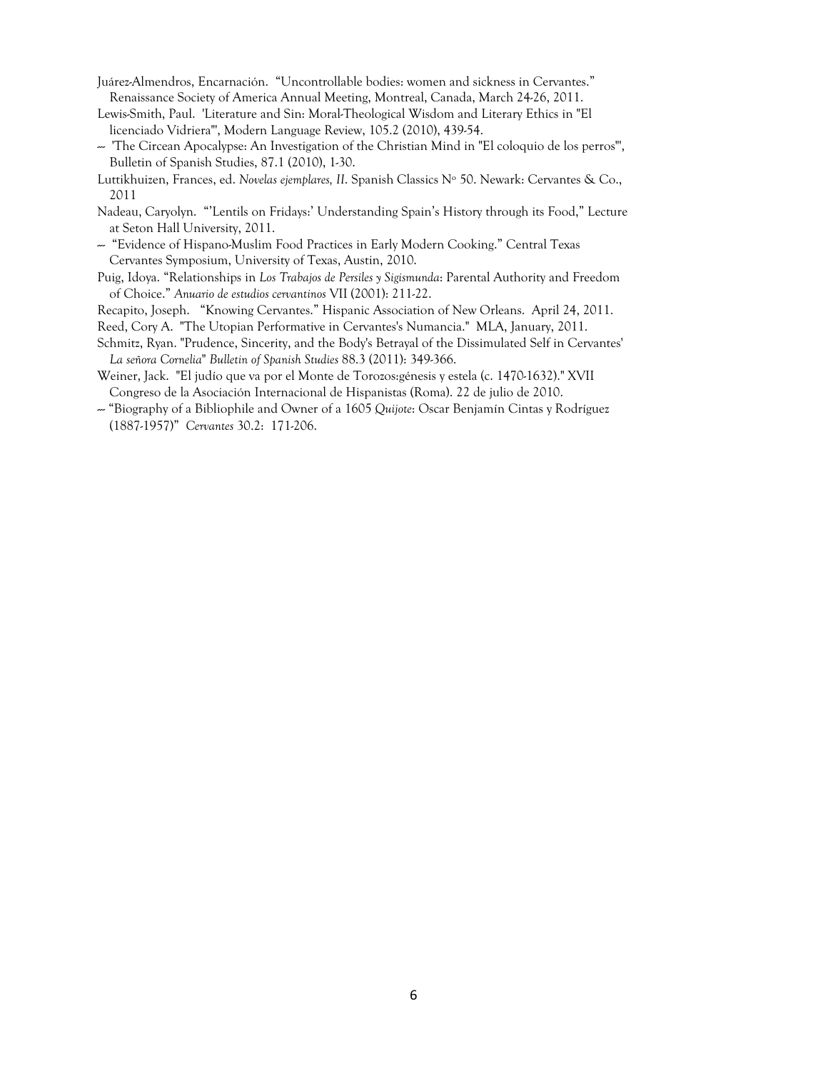Juárez-Almendros, Encarnación. "Uncontrollable bodies: women and sickness in Cervantes." Renaissance Society of America Annual Meeting, Montreal, Canada, March 24-26, 2011.

Lewis-Smith, Paul. 'Literature and Sin: Moral-Theological Wisdom and Literary Ethics in "El licenciado Vidriera"', Modern Language Review, 105.2 (2010), 439-54.

--- 'The Circean Apocalypse: An Investigation of the Christian Mind in "El coloquio de los perros"', Bulletin of Spanish Studies, 87.1 (2010), 1-30.

Luttikhuizen, Frances, ed. *Novelas ejemplares, II*. Spanish Classics Nº 50. Newark: Cervantes & Co., 2011

Nadeau, Caryolyn. "'Lentils on Fridays:' Understanding Spain's History through its Food," Lecture at Seton Hall University, 2011.

--- "Evidence of Hispano-Muslim Food Practices in Early Modern Cooking." Central Texas Cervantes Symposium, University of Texas, Austin, 2010.

Puig, Idoya. "Relationships in *Los Trabajos de Persiles y Sigismunda*: Parental Authority and Freedom of Choice." *Anuario de estudios cervantinos* VII (2001): 211-22.

Recapito, Joseph. "Knowing Cervantes." Hispanic Association of New Orleans. April 24, 2011.

Reed, Cory A. "The Utopian Performative in Cervantes's Numancia." MLA, January, 2011.

Schmitz, Ryan. "Prudence, Sincerity, and the Body's Betrayal of the Dissimulated Self in Cervantes' *La señora Cornelia*" *Bulletin of Spanish Studies* 88.3 (2011): 349-366.

Weiner, Jack. "El judío que va por el Monte de Torozos:génesis y estela (c. 1470-1632)." XVII Congreso de la Asociación Internacional de Hispanistas (Roma). 22 de julio de 2010.

--- "Biography of a Bibliophile and Owner of a 1605 *Quijote*: Oscar Benjamín Cintas y Rodríguez (1887-1957)" *Cervantes* 30.2: 171-206.